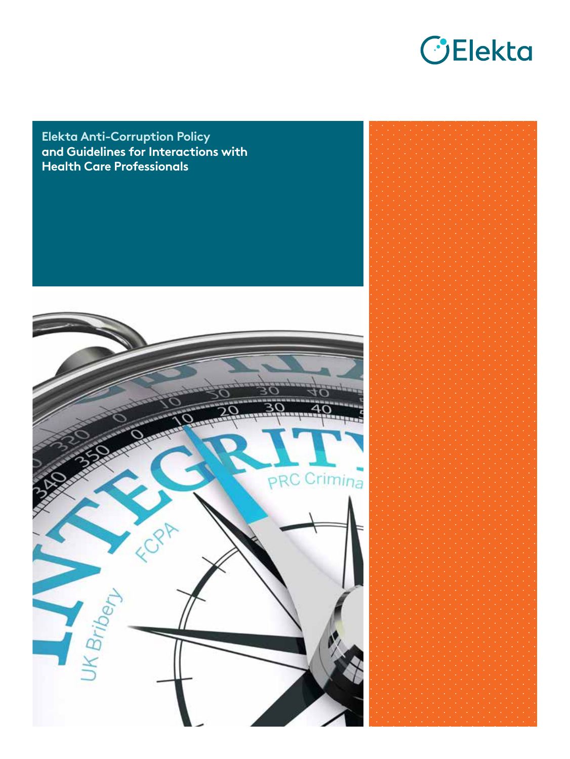# Elekta Anti-Corruption Policy and Guidelines for Interactions with Health Care Professionals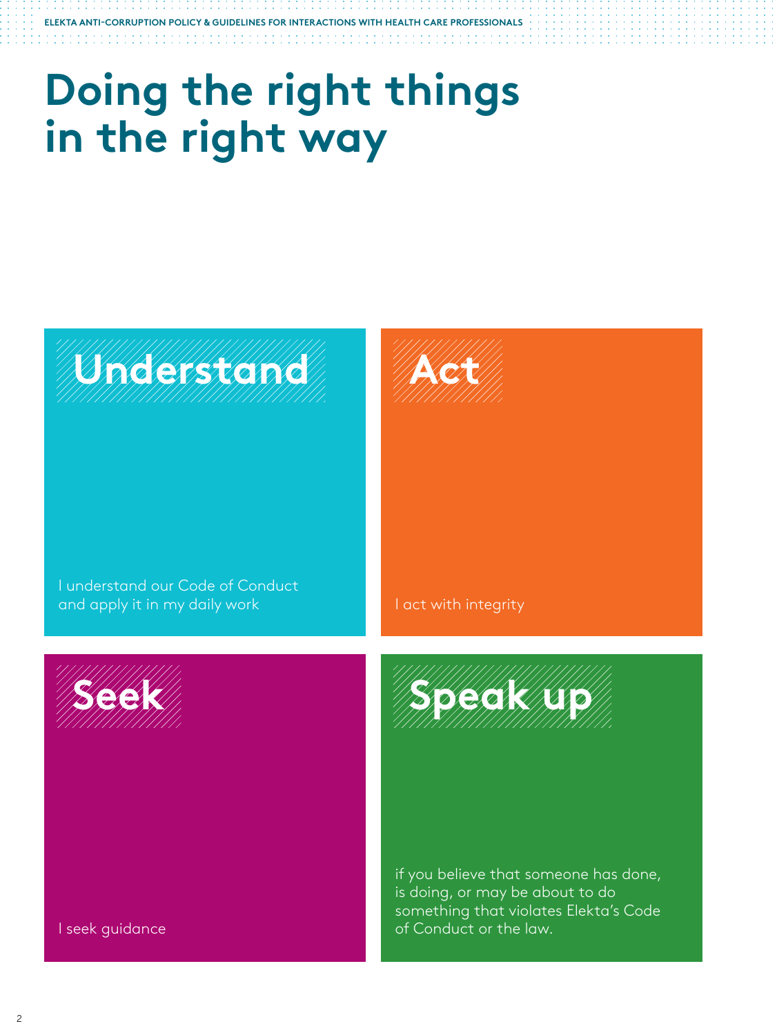# Doing the right things in the right way

## Understand

I understand our Code of Conduct and apply it in my daily work

## Act

I act with integrity

## Seek

I seek guidance

## Speak up

if you believe that someone has done, is doing, or may be about to do something that violates Elekta's Code of Conduct or the law.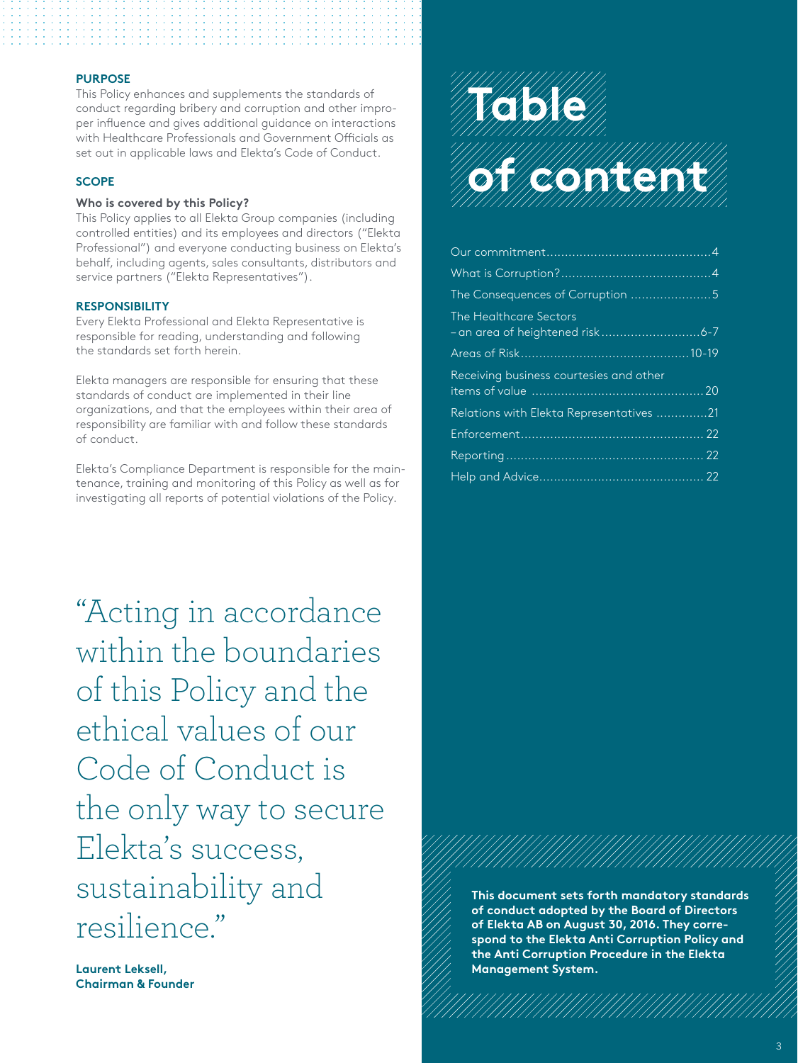## PURPOSE

This Policy enhances and supplements the standards of conduct regarding bribery and corruption and other improper influence and gives additional guidance on interactions with Healthcare Professionals and Government Officials as set out in applicable laws and Elekta's Code of Conduct.

## SCOPE

### Who is covered by this Policy?

This Policy applies to all Elekta Group companies (including controlled entities) and its employees and directors ("Elekta Professional") and everyone conducting business on Elekta's behalf, including agents, sales consultants, distributors and service partners ("Elekta Representatives").

## RESPONSIBILITY

Every Elekta Professional and Elekta Representative is responsible for reading, understanding and following the standards set forth herein.

Elekta managers are responsible for ensuring that these standards of conduct are implemented in their line organizations, and that the employees within their area of responsibility are familiar with and follow these standards of conduct.

Elekta's Compliance Department is responsible for the maintenance, training and monitoring of this Policy as well as for investigating all reports of potential violations of the Policy.

> "Acting in accordance within the boundaries of this Policy and the ethical values of our Code of Conduct is the only way to secure Elekta's success, sustainability and resilience."

**Laurent Leksell, Chairman & Founder**

# Table of content

| | |
|---|---|
| Our commitment | 4 |
| What is Corruption? | 4 |
| The Consequences of Corruption | 5 |
| The Healthcare Sectors – an area of heightened risk | 6-7 |
| Areas of Risk | 10-19 |
| Receiving business courtesies and other items of value | 20 |
| Relations with Elekta Representatives | 21 |
| Enforcement | 22 |
| Reporting | 22 |
| Help and Advice | 22 |

**This document sets forth mandatory standards of conduct adopted by the Board of Directors of Elekta AB on August 30, 2016. They correspond to the Elekta Anti Corruption Policy and the Anti Corruption Procedure in the Elekta Management System.**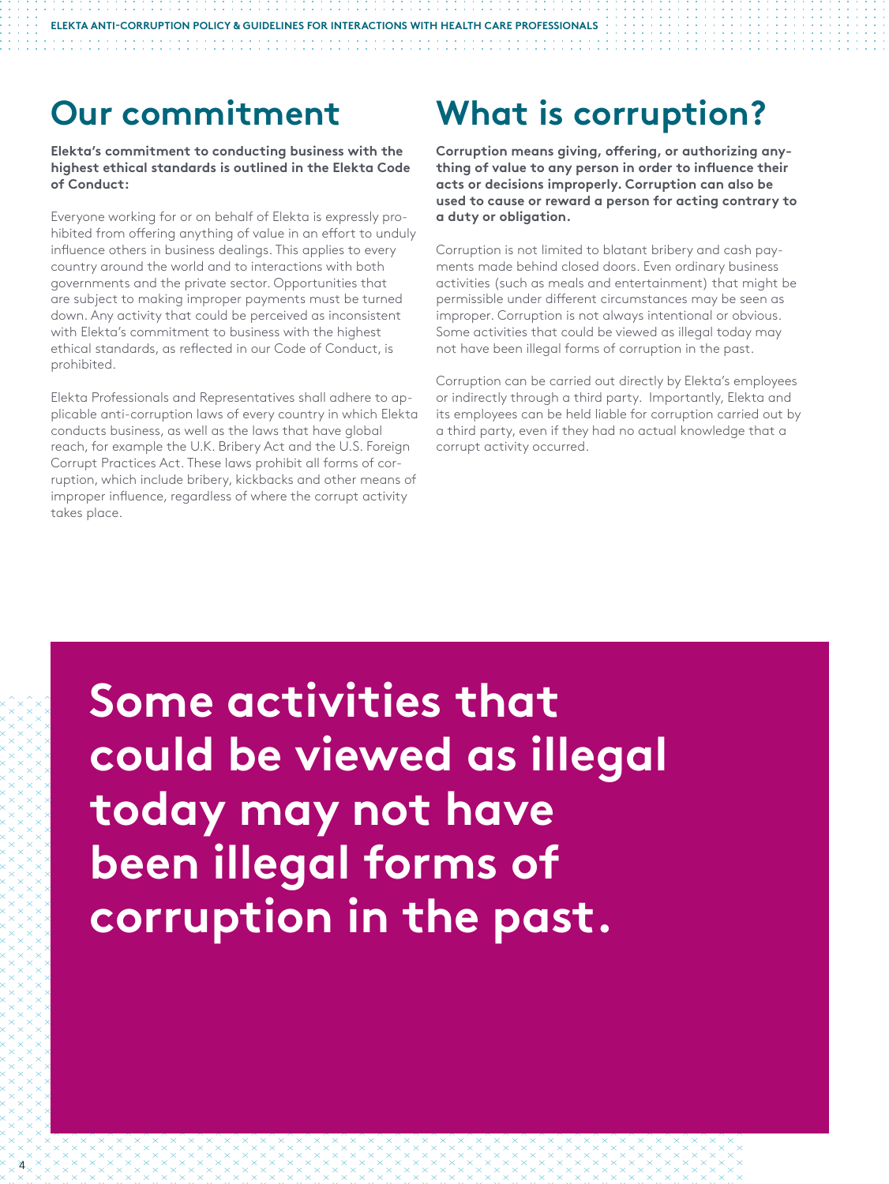## Our commitment

**Elekta's commitment to conducting business with the highest ethical standards is outlined in the Elekta Code of Conduct:**

Everyone working for or on behalf of Elekta is expressly prohibited from offering anything of value in an effort to unduly influence others in business dealings. This applies to every country around the world and to interactions with both governments and the private sector. Opportunities that are subject to making improper payments must be turned down. Any activity that could be perceived as inconsistent with Elekta's commitment to business with the highest ethical standards, as reflected in our Code of Conduct, is prohibited.

Elekta Professionals and Representatives shall adhere to applicable anti-corruption laws of every country in which Elekta conducts business, as well as the laws that have global reach, for example the U.K. Bribery Act and the U.S. Foreign Corrupt Practices Act. These laws prohibit all forms of corruption, which include bribery, kickbacks and other means of improper influence, regardless of where the corrupt activity takes place.

## What is corruption?

**Corruption means giving, offering, or authorizing anything of value to any person in order to influence their acts or decisions improperly. Corruption can also be used to cause or reward a person for acting contrary to a duty or obligation.**

Corruption is not limited to blatant bribery and cash payments made behind closed doors. Even ordinary business activities (such as meals and entertainment) that might be permissible under different circumstances may be seen as improper. Corruption is not always intentional or obvious. Some activities that could be viewed as illegal today may not have been illegal forms of corruption in the past.

Corruption can be carried out directly by Elekta's employees or indirectly through a third party. Importantly, Elekta and its employees can be held liable for corruption carried out by a third party, even if they had no actual knowledge that a corrupt activity occurred.

**Some activities that could be viewed as illegal today may not have been illegal forms of corruption in the past.**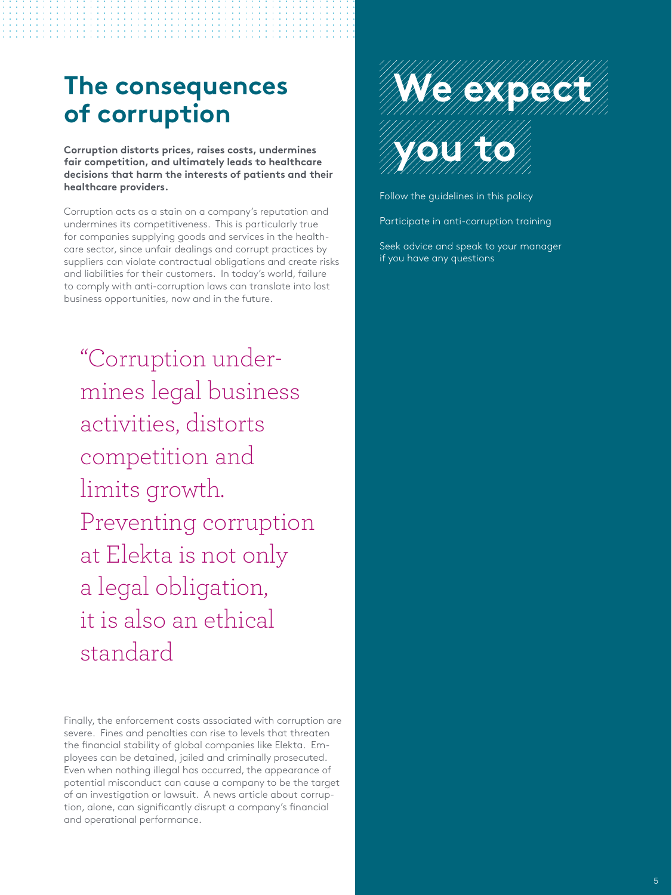# The consequences of corruption

**Corruption distorts prices, raises costs, undermines fair competition, and ultimately leads to healthcare decisions that harm the interests of patients and their healthcare providers.**

Corruption acts as a stain on a company's reputation and undermines its competitiveness. This is particularly true for companies supplying goods and services in the healthcare sector, since unfair dealings and corrupt practices by suppliers can violate contractual obligations and create risks and liabilities for their customers. In today's world, failure to comply with anti-corruption laws can translate into lost business opportunities, now and in the future.

> "Corruption undermines legal business activities, distorts competition and limits growth. Preventing corruption at Elekta is not only a legal obligation, it is also an ethical standard

Finally, the enforcement costs associated with corruption are severe. Fines and penalties can rise to levels that threaten the financial stability of global companies like Elekta. Employees can be detained, jailed and criminally prosecuted. Even when nothing illegal has occurred, the appearance of potential misconduct can cause a company to be the target of an investigation or lawsuit. A news article about corruption, alone, can significantly disrupt a company's financial and operational performance.

## We expect you to

Follow the guidelines in this policy

Participate in anti-corruption training

Seek advice and speak to your manager if you have any questions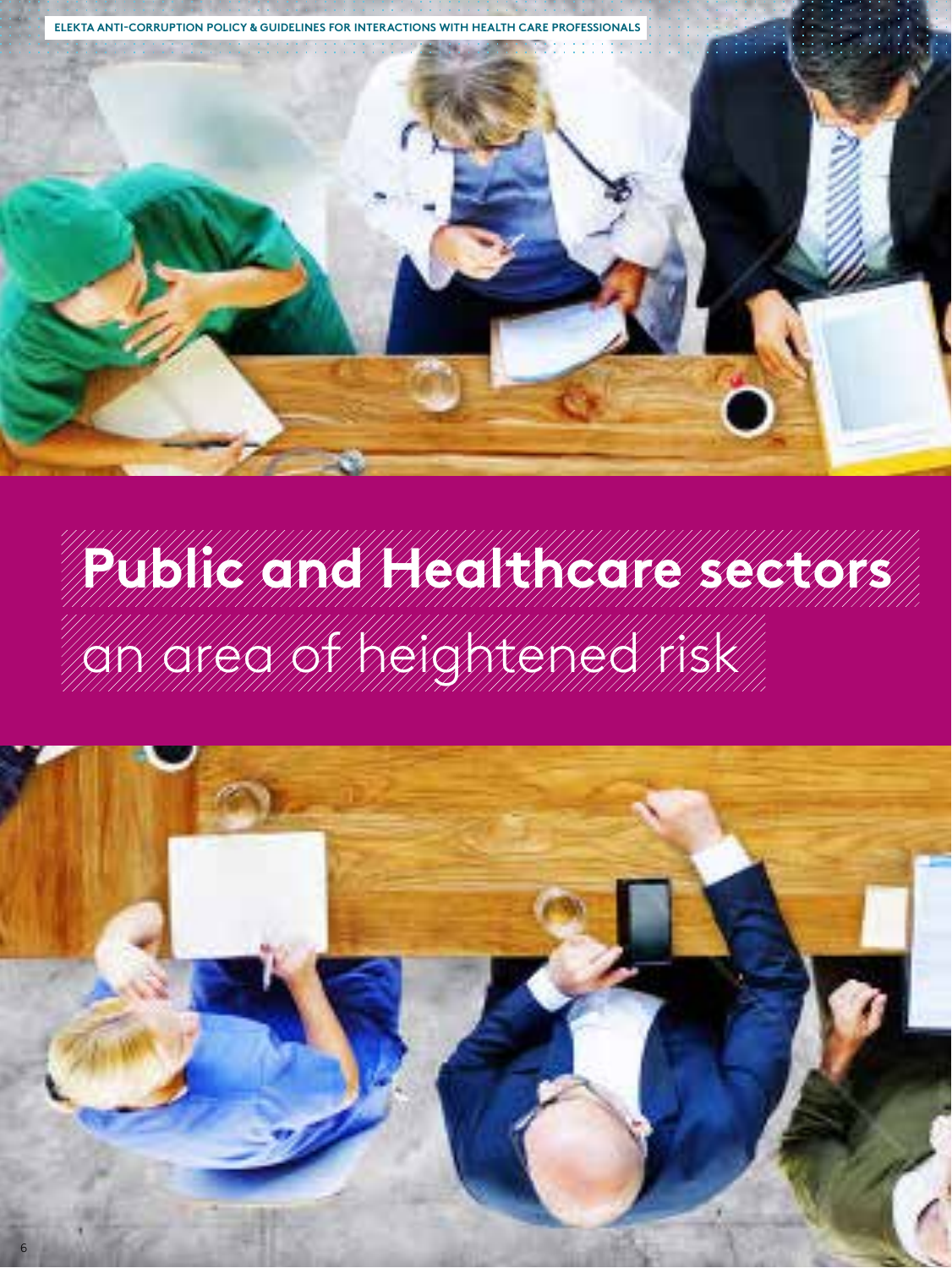# Public and Healthcare sectors

## an area of heightened risk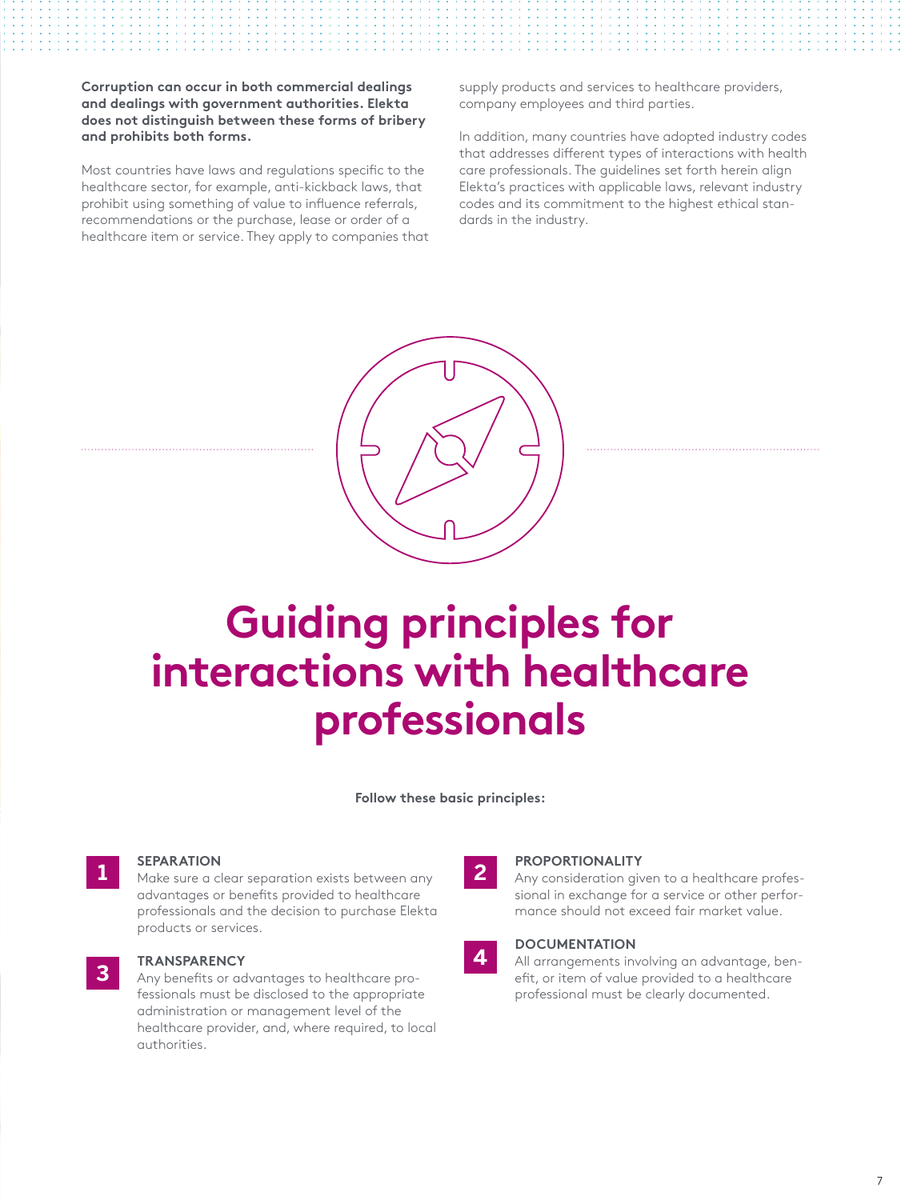**Corruption can occur in both commercial dealings and dealings with government authorities. Elekta does not distinguish between these forms of bribery and prohibits both forms.**

Most countries have laws and regulations specific to the healthcare sector, for example, anti-kickback laws, that prohibit using something of value to influence referrals, recommendations or the purchase, lease or order of a healthcare item or service. They apply to companies that supply products and services to healthcare providers, company employees and third parties.

In addition, many countries have adopted industry codes that addresses different types of interactions with health care professionals. The guidelines set forth herein align Elekta's practices with applicable laws, relevant industry codes and its commitment to the highest ethical standards in the industry.

# Guiding principles for interactions with healthcare professionals

**Follow these basic principles:**

**1 SEPARATION**
Make sure a clear separation exists between any advantages or benefits provided to healthcare professionals and the decision to purchase Elekta products or services.

**2 PROPORTIONALITY**
Any consideration given to a healthcare professional in exchange for a service or other performance should not exceed fair market value.

**3 TRANSPARENCY**
Any benefits or advantages to healthcare professionals must be disclosed to the appropriate administration or management level of the healthcare provider, and, where required, to local authorities.

**4 DOCUMENTATION**
All arrangements involving an advantage, benefit, or item of value provided to a healthcare professional must be clearly documented.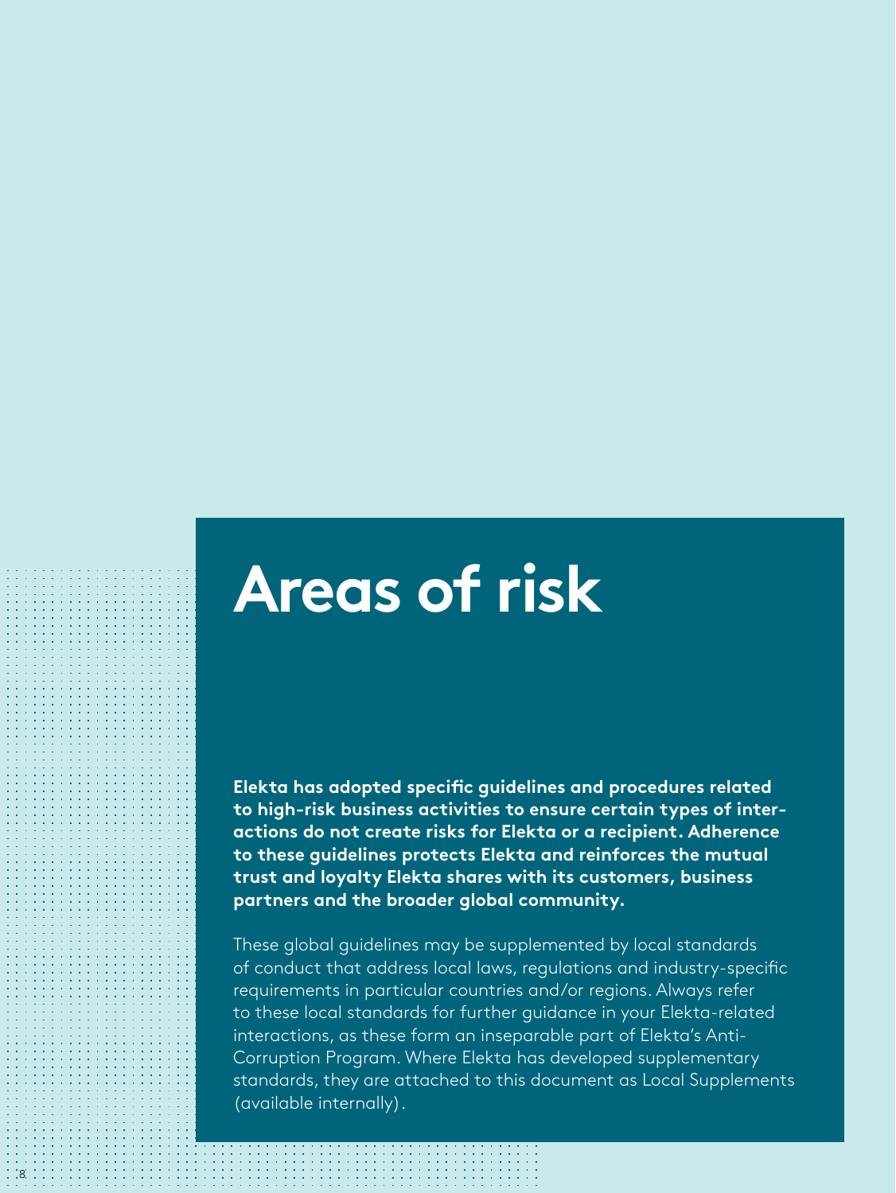# Areas of risk

**Elekta has adopted specific guidelines and procedures related to high-risk business activities to ensure certain types of interactions do not create risks for Elekta or a recipient. Adherence to these guidelines protects Elekta and reinforces the mutual trust and loyalty Elekta shares with its customers, business partners and the broader global community.**

These global guidelines may be supplemented by local standards of conduct that address local laws, regulations and industry-specific requirements in particular countries and/or regions. Always refer to these local standards for further guidance in your Elekta-related interactions, as these form an inseparable part of Elekta's Anti-Corruption Program. Where Elekta has developed supplementary standards, they are attached to this document as Local Supplements (available internally).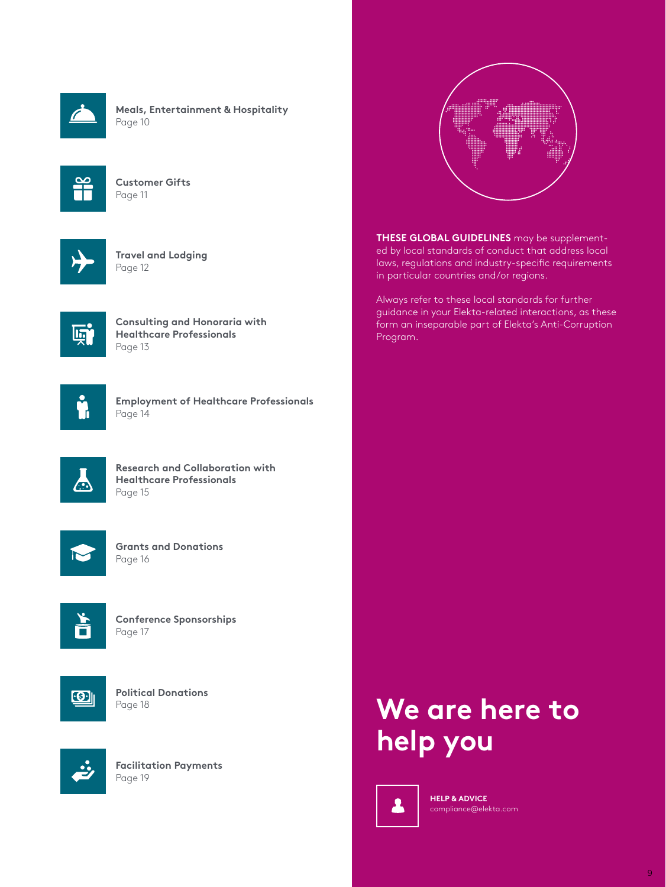**Meals, Entertainment & Hospitality**
Page 10

**Customer Gifts**
Page 11

**Travel and Lodging**
Page 12

**Consulting and Honoraria with Healthcare Professionals**
Page 13

**Employment of Healthcare Professionals**
Page 14

**Research and Collaboration with Healthcare Professionals**
Page 15

**Grants and Donations**
Page 16

**Conference Sponsorships**
Page 17

**Political Donations**
Page 18

**Facilitation Payments**
Page 19

**THESE GLOBAL GUIDELINES** may be supplemented by local standards of conduct that address local laws, regulations and industry-specific requirements in particular countries and/or regions.

Always refer to these local standards for further guidance in your Elekta-related interactions, as these form an inseparable part of Elekta's Anti-Corruption Program.

# We are here to help you

**HELP & ADVICE**
compliance@elekta.com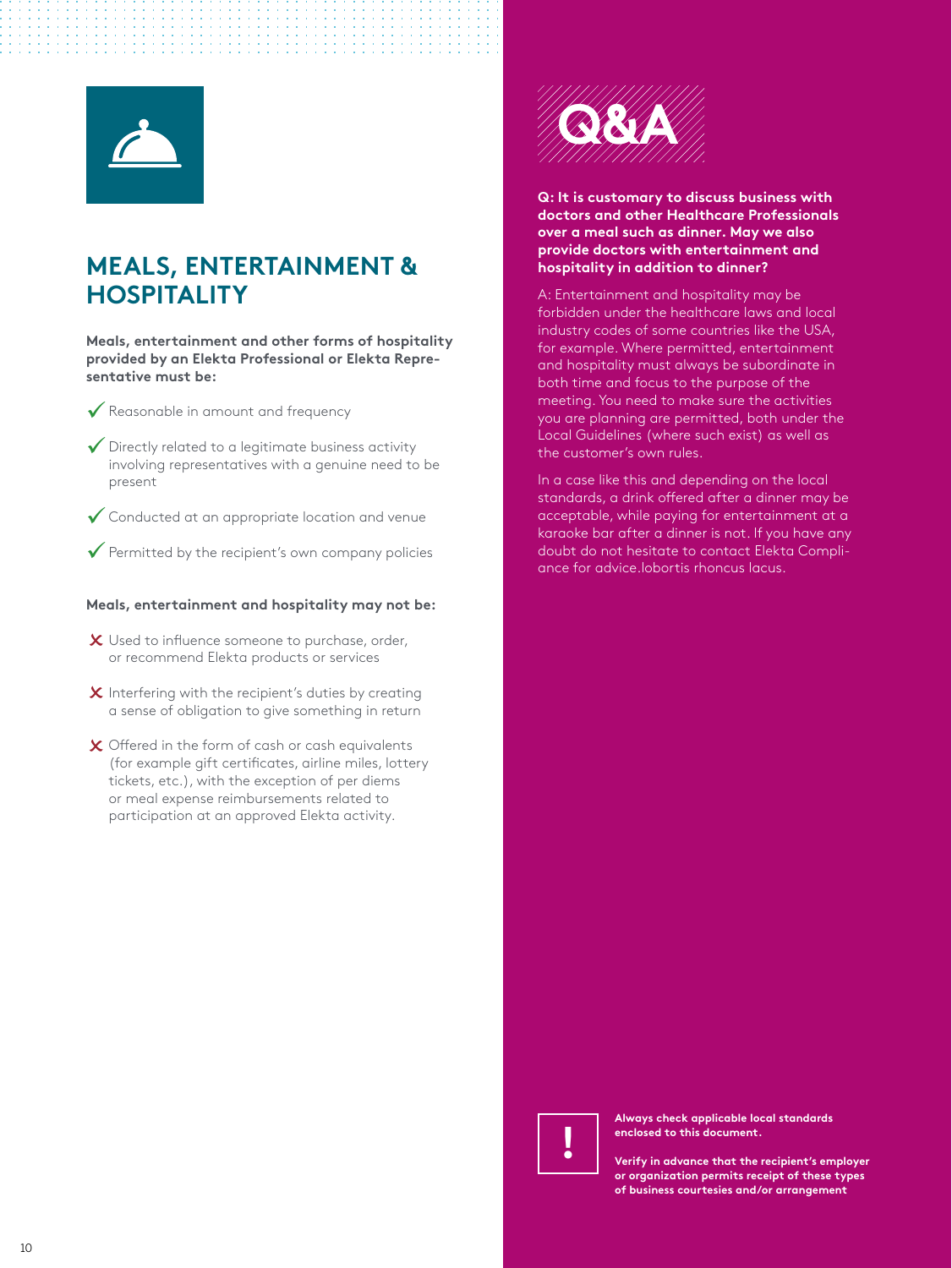## MEALS, ENTERTAINMENT & HOSPITALITY

**Meals, entertainment and other forms of hospitality provided by an Elekta Professional or Elekta Representative must be:**

- ✓ Reasonable in amount and frequency
- ✓ Directly related to a legitimate business activity involving representatives with a genuine need to be present
- ✓ Conducted at an appropriate location and venue
- ✓ Permitted by the recipient's own company policies

**Meals, entertainment and hospitality may not be:**

- ✗ Used to influence someone to purchase, order, or recommend Elekta products or services
- ✗ Interfering with the recipient's duties by creating a sense of obligation to give something in return
- ✗ Offered in the form of cash or cash equivalents (for example gift certificates, airline miles, lottery tickets, etc.), with the exception of per diems or meal expense reimbursements related to participation at an approved Elekta activity.

## Q&A

**Q: It is customary to discuss business with doctors and other Healthcare Professionals over a meal such as dinner. May we also provide doctors with entertainment and hospitality in addition to dinner?**

A: Entertainment and hospitality may be forbidden under the healthcare laws and local industry codes of some countries like the USA, for example. Where permitted, entertainment and hospitality must always be subordinate in both time and focus to the purpose of the meeting. You need to make sure the activities you are planning are permitted, both under the Local Guidelines (where such exist) as well as the customer's own rules.

In a case like this and depending on the local standards, a drink offered after a dinner may be acceptable, while paying for entertainment at a karaoke bar after a dinner is not. If you have any doubt do not hesitate to contact Elekta Compliance for advice.lobortis rhoncus lacus.

**!**

**Always check applicable local standards enclosed to this document.**

**Verify in advance that the recipient's employer or organization permits receipt of these types of business courtesies and/or arrangement**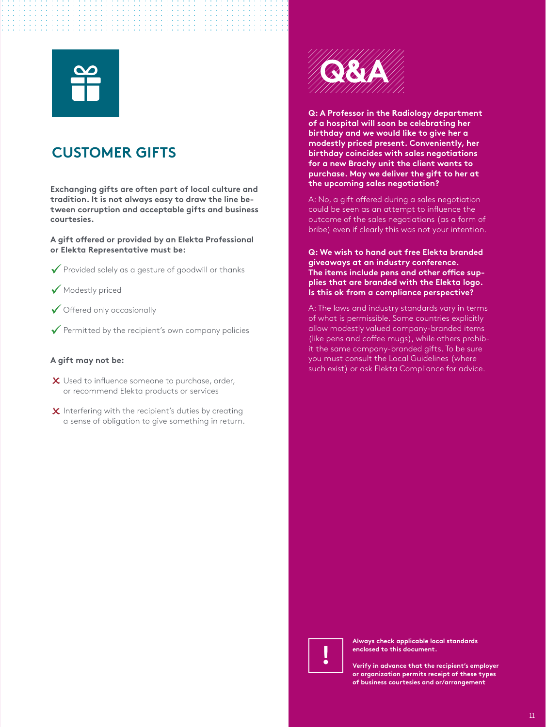## CUSTOMER GIFTS

**Exchanging gifts are often part of local culture and tradition. It is not always easy to draw the line between corruption and acceptable gifts and business courtesies.**

**A gift offered or provided by an Elekta Professional or Elekta Representative must be:**

- ✓ Provided solely as a gesture of goodwill or thanks
- ✓ Modestly priced
- ✓ Offered only occasionally
- ✓ Permitted by the recipient's own company policies

**A gift may not be:**

- ✗ Used to influence someone to purchase, order, or recommend Elekta products or services
- ✗ Interfering with the recipient's duties by creating a sense of obligation to give something in return.

## Q&A

**Q: A Professor in the Radiology department of a hospital will soon be celebrating her birthday and we would like to give her a modestly priced present. Conveniently, her birthday coincides with sales negotiations for a new Brachy unit the client wants to purchase. May we deliver the gift to her at the upcoming sales negotiation?**

A: No, a gift offered during a sales negotiation could be seen as an attempt to influence the outcome of the sales negotiations (as a form of bribe) even if clearly this was not your intention.

**Q: We wish to hand out free Elekta branded giveaways at an industry conference. The items include pens and other office supplies that are branded with the Elekta logo. Is this ok from a compliance perspective?**

A: The laws and industry standards vary in terms of what is permissible. Some countries explicitly allow modestly valued company-branded items (like pens and coffee mugs), while others prohibit the same company-branded gifts. To be sure you must consult the Local Guidelines (where such exist) or ask Elekta Compliance for advice.

**!**

**Always check applicable local standards enclosed to this document.**

**Verify in advance that the recipient's employer or organization permits receipt of these types of business courtesies and or/arrangement**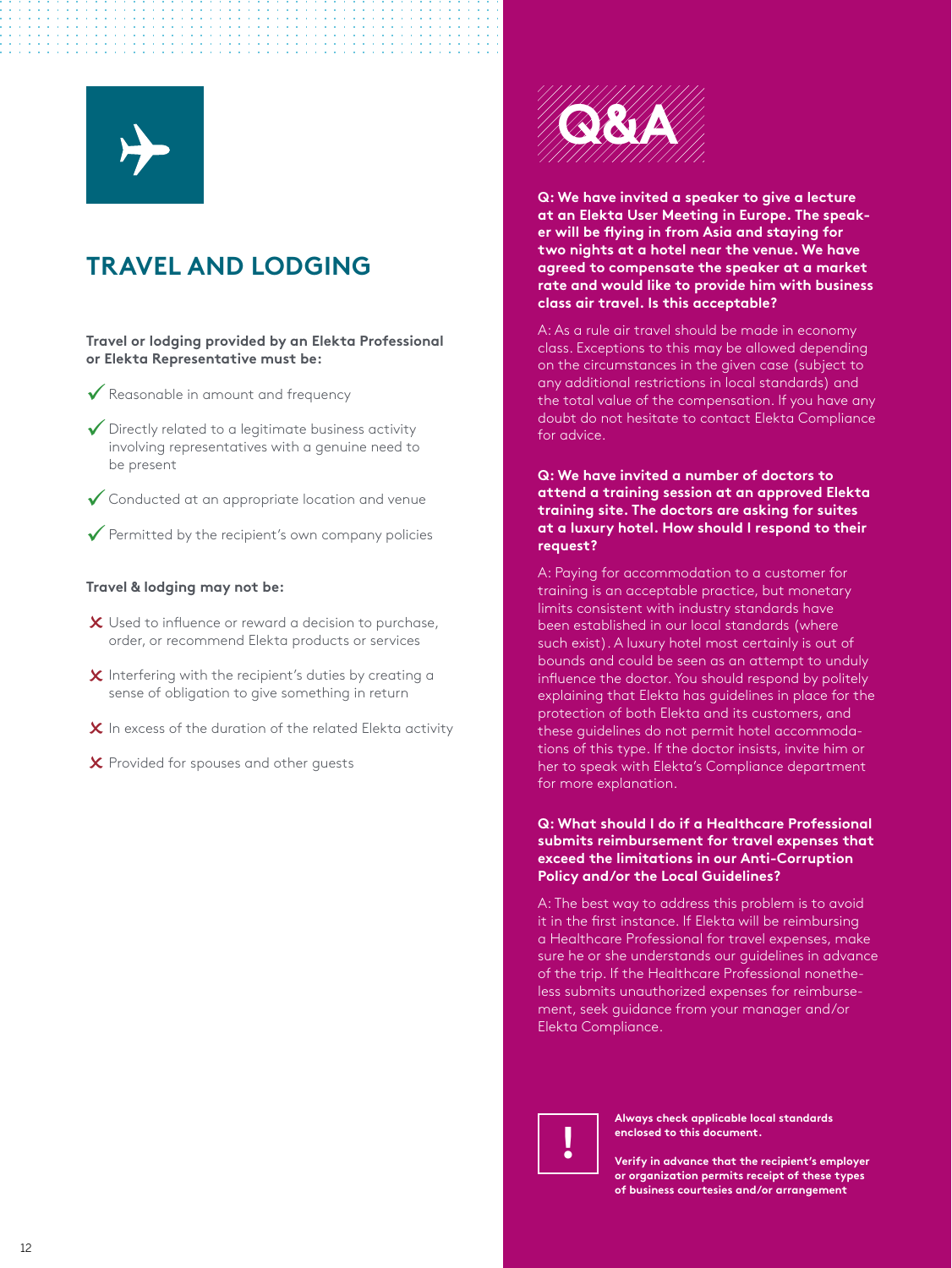## TRAVEL AND LODGING

**Travel or lodging provided by an Elekta Professional or Elekta Representative must be:**

- ✓ Reasonable in amount and frequency
- ✓ Directly related to a legitimate business activity involving representatives with a genuine need to be present
- ✓ Conducted at an appropriate location and venue
- ✓ Permitted by the recipient's own company policies

**Travel & lodging may not be:**

- ✗ Used to influence or reward a decision to purchase, order, or recommend Elekta products or services
- ✗ Interfering with the recipient's duties by creating a sense of obligation to give something in return
- ✗ In excess of the duration of the related Elekta activity
- ✗ Provided for spouses and other guests

## Q&A

**Q: We have invited a speaker to give a lecture at an Elekta User Meeting in Europe. The speaker will be flying in from Asia and staying for two nights at a hotel near the venue. We have agreed to compensate the speaker at a market rate and would like to provide him with business class air travel. Is this acceptable?**

A: As a rule air travel should be made in economy class. Exceptions to this may be allowed depending on the circumstances in the given case (subject to any additional restrictions in local standards) and the total value of the compensation. If you have any doubt do not hesitate to contact Elekta Compliance for advice.

**Q: We have invited a number of doctors to attend a training session at an approved Elekta training site. The doctors are asking for suites at a luxury hotel. How should I respond to their request?**

A: Paying for accommodation to a customer for training is an acceptable practice, but monetary limits consistent with industry standards have been established in our local standards (where such exist). A luxury hotel most certainly is out of bounds and could be seen as an attempt to unduly influence the doctor. You should respond by politely explaining that Elekta has guidelines in place for the protection of both Elekta and its customers, and these guidelines do not permit hotel accommodations of this type. If the doctor insists, invite him or her to speak with Elekta's Compliance department for more explanation.

**Q: What should I do if a Healthcare Professional submits reimbursement for travel expenses that exceed the limitations in our Anti-Corruption Policy and/or the Local Guidelines?**

A: The best way to address this problem is to avoid it in the first instance. If Elekta will be reimbursing a Healthcare Professional for travel expenses, make sure he or she understands our guidelines in advance of the trip. If the Healthcare Professional nonetheless submits unauthorized expenses for reimbursement, seek guidance from your manager and/or Elekta Compliance.

**!**

**Always check applicable local standards enclosed to this document.**

**Verify in advance that the recipient's employer or organization permits receipt of these types of business courtesies and/or arrangement**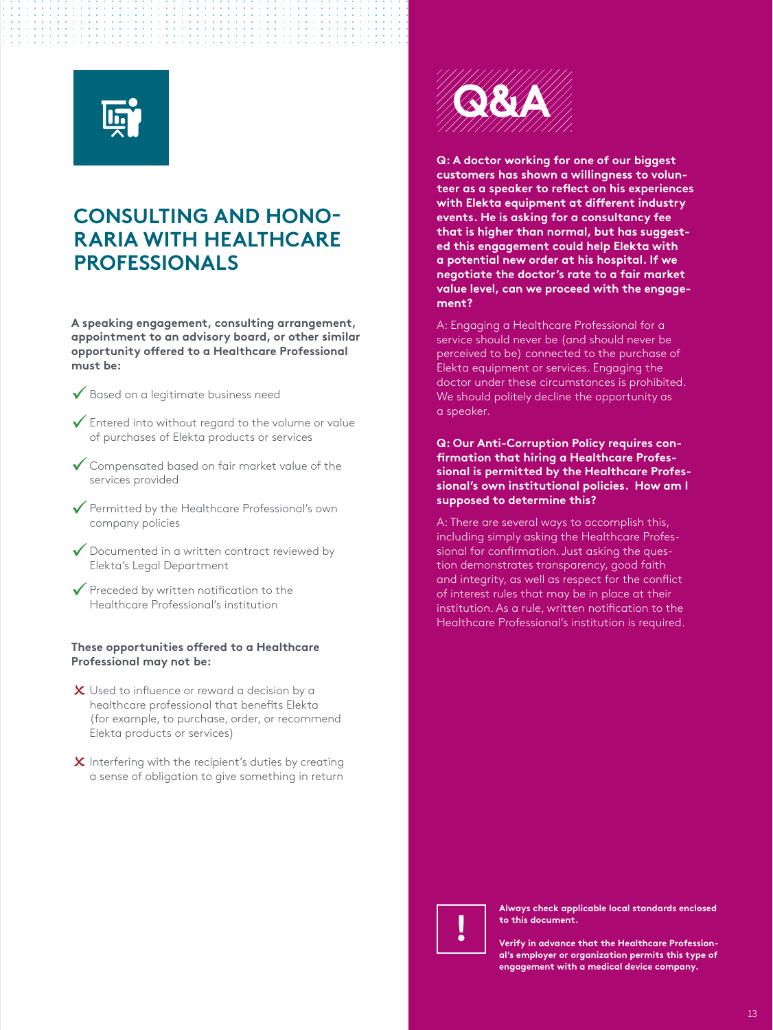# CONSULTING AND HONORARIA WITH HEALTHCARE PROFESSIONALS

**A speaking engagement, consulting arrangement, appointment to an advisory board, or other similar opportunity offered to a Healthcare Professional must be:**

- ✓ Based on a legitimate business need
- ✓ Entered into without regard to the volume or value of purchases of Elekta products or services
- ✓ Compensated based on fair market value of the services provided
- ✓ Permitted by the Healthcare Professional's own company policies
- ✓ Documented in a written contract reviewed by Elekta's Legal Department
- ✓ Preceded by written notification to the Healthcare Professional's institution

**These opportunities offered to a Healthcare Professional may not be:**

- ✗ Used to influence or reward a decision by a healthcare professional that benefits Elekta (for example, to purchase, order, or recommend Elekta products or services)
- ✗ Interfering with the recipient's duties by creating a sense of obligation to give something in return

## Q&A

**Q: A doctor working for one of our biggest customers has shown a willingness to volunteer as a speaker to reflect on his experiences with Elekta equipment at different industry events. He is asking for a consultancy fee that is higher than normal, but has suggested this engagement could help Elekta with a potential new order at his hospital. If we negotiate the doctor's rate to a fair market value level, can we proceed with the engagement?**

A: Engaging a Healthcare Professional for a service should never be (and should never be perceived to be) connected to the purchase of Elekta equipment or services. Engaging the doctor under these circumstances is prohibited. We should politely decline the opportunity as a speaker.

**Q: Our Anti-Corruption Policy requires confirmation that hiring a Healthcare Professional is permitted by the Healthcare Professional's own institutional policies. How am I supposed to determine this?**

A: There are several ways to accomplish this, including simply asking the Healthcare Professional for confirmation. Just asking the question demonstrates transparency, good faith and integrity, as well as respect for the conflict of interest rules that may be in place at their institution. As a rule, written notification to the Healthcare Professional's institution is required.

**!**

**Always check applicable local standards enclosed to this document.**

**Verify in advance that the Healthcare Professional's employer or organization permits this type of engagement with a medical device company.**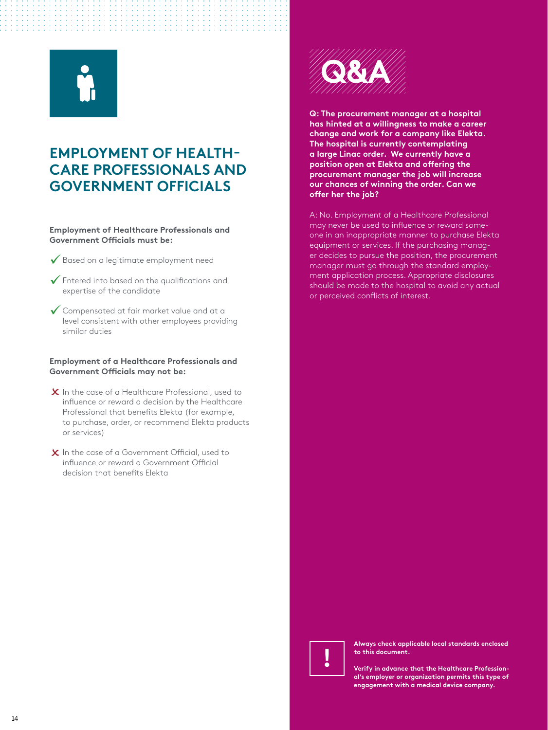# EMPLOYMENT OF HEALTH-CARE PROFESSIONALS AND GOVERNMENT OFFICIALS

**Employment of Healthcare Professionals and Government Officials must be:**

- ✓ Based on a legitimate employment need
- ✓ Entered into based on the qualifications and expertise of the candidate
- ✓ Compensated at fair market value and at a level consistent with other employees providing similar duties

**Employment of a Healthcare Professionals and Government Officials may not be:**

- ✗ In the case of a Healthcare Professional, used to influence or reward a decision by the Healthcare Professional that benefits Elekta (for example, to purchase, order, or recommend Elekta products or services)
- ✗ In the case of a Government Official, used to influence or reward a Government Official decision that benefits Elekta

## Q&A

**Q: The procurement manager at a hospital has hinted at a willingness to make a career change and work for a company like Elekta. The hospital is currently contemplating a large Linac order. We currently have a position open at Elekta and offering the procurement manager the job will increase our chances of winning the order. Can we offer her the job?**

A: No. Employment of a Healthcare Professional may never be used to influence or reward some-one in an inappropriate manner to purchase Elekta equipment or services. If the purchasing manager decides to pursue the position, the procurement manager must go through the standard employment application process. Appropriate disclosures should be made to the hospital to avoid any actual or perceived conflicts of interest.

**!**

**Always check applicable local standards enclosed to this document.**

**Verify in advance that the Healthcare Professional's employer or organization permits this type of engagement with a medical device company.**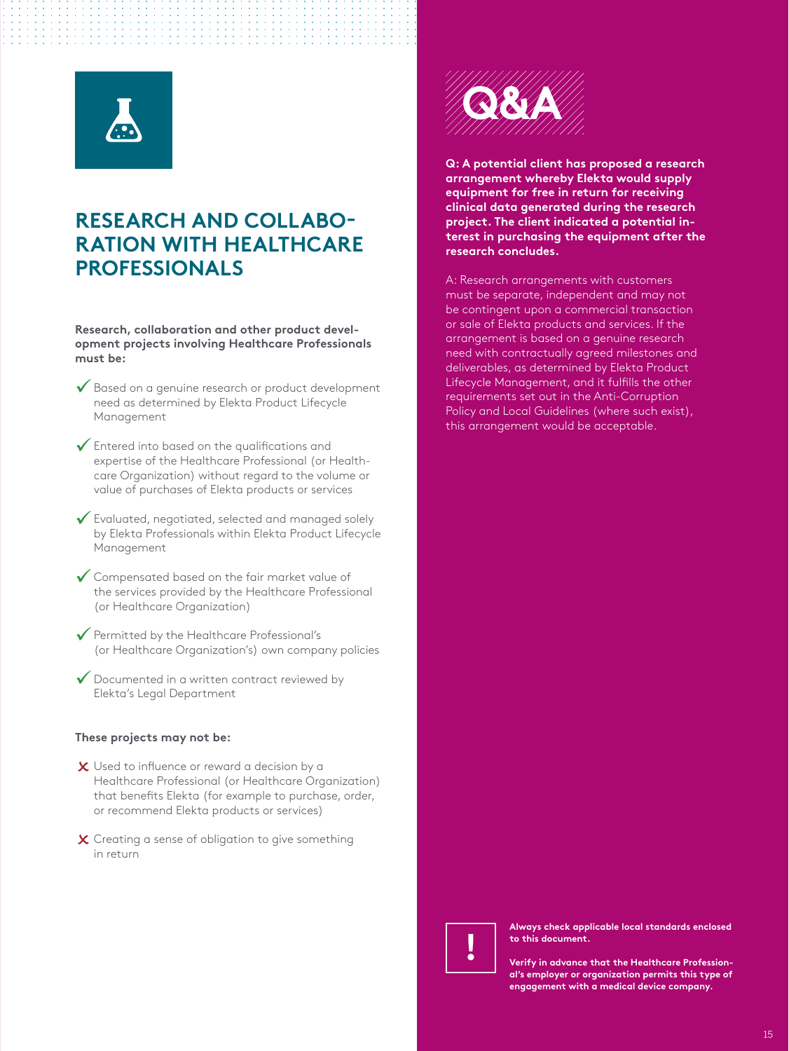# RESEARCH AND COLLABORATION WITH HEALTHCARE PROFESSIONALS

**Research, collaboration and other product development projects involving Healthcare Professionals must be:**

- ✓ Based on a genuine research or product development need as determined by Elekta Product Lifecycle Management
- ✓ Entered into based on the qualifications and expertise of the Healthcare Professional (or Healthcare Organization) without regard to the volume or value of purchases of Elekta products or services
- ✓ Evaluated, negotiated, selected and managed solely by Elekta Professionals within Elekta Product Lifecycle Management
- ✓ Compensated based on the fair market value of the services provided by the Healthcare Professional (or Healthcare Organization)
- ✓ Permitted by the Healthcare Professional's (or Healthcare Organization's) own company policies
- ✓ Documented in a written contract reviewed by Elekta's Legal Department

**These projects may not be:**

- ✗ Used to influence or reward a decision by a Healthcare Professional (or Healthcare Organization) that benefits Elekta (for example to purchase, order, or recommend Elekta products or services)
- ✗ Creating a sense of obligation to give something in return

## Q&A

**Q: A potential client has proposed a research arrangement whereby Elekta would supply equipment for free in return for receiving clinical data generated during the research project. The client indicated a potential interest in purchasing the equipment after the research concludes.**

A: Research arrangements with customers must be separate, independent and may not be contingent upon a commercial transaction or sale of Elekta products and services. If the arrangement is based on a genuine research need with contractually agreed milestones and deliverables, as determined by Elekta Product Lifecycle Management, and it fulfills the other requirements set out in the Anti-Corruption Policy and Local Guidelines (where such exist), this arrangement would be acceptable.

**!**

**Always check applicable local standards enclosed to this document.**

**Verify in advance that the Healthcare Professional's employer or organization permits this type of engagement with a medical device company.**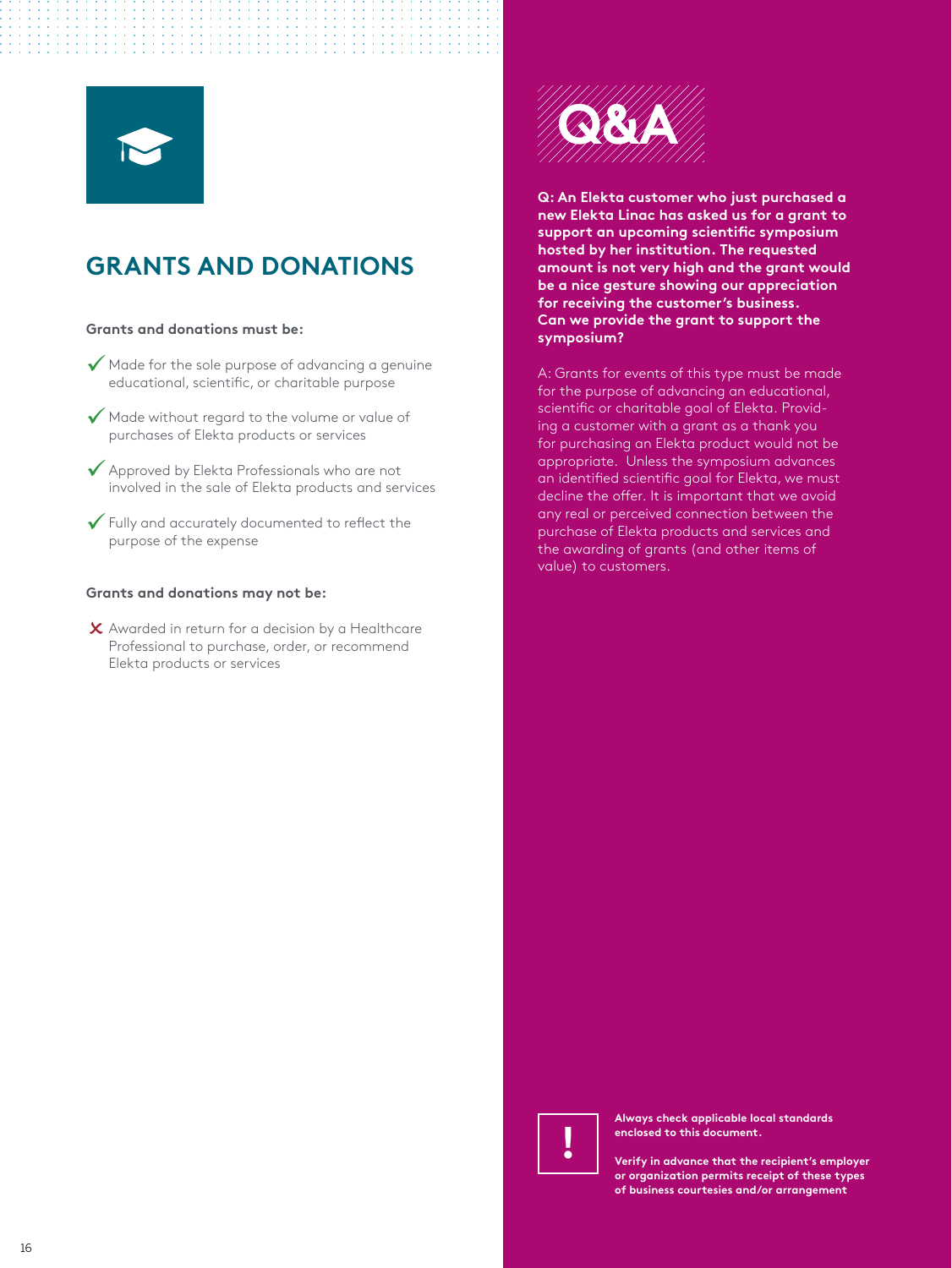## GRANTS AND DONATIONS

**Grants and donations must be:**

- ✓ Made for the sole purpose of advancing a genuine educational, scientific, or charitable purpose
- ✓ Made without regard to the volume or value of purchases of Elekta products or services
- ✓ Approved by Elekta Professionals who are not involved in the sale of Elekta products and services
- ✓ Fully and accurately documented to reflect the purpose of the expense

**Grants and donations may not be:**

- ✗ Awarded in return for a decision by a Healthcare Professional to purchase, order, or recommend Elekta products or services

## Q&A

**Q: An Elekta customer who just purchased a new Elekta Linac has asked us for a grant to support an upcoming scientific symposium hosted by her institution. The requested amount is not very high and the grant would be a nice gesture showing our appreciation for receiving the customer's business. Can we provide the grant to support the symposium?**

A: Grants for events of this type must be made for the purpose of advancing an educational, scientific or charitable goal of Elekta. Providing a customer with a grant as a thank you for purchasing an Elekta product would not be appropriate. Unless the symposium advances an identified scientific goal for Elekta, we must decline the offer. It is important that we avoid any real or perceived connection between the purchase of Elekta products and services and the awarding of grants (and other items of value) to customers.

**!**

**Always check applicable local standards enclosed to this document.**

**Verify in advance that the recipient's employer or organization permits receipt of these types of business courtesies and/or arrangement**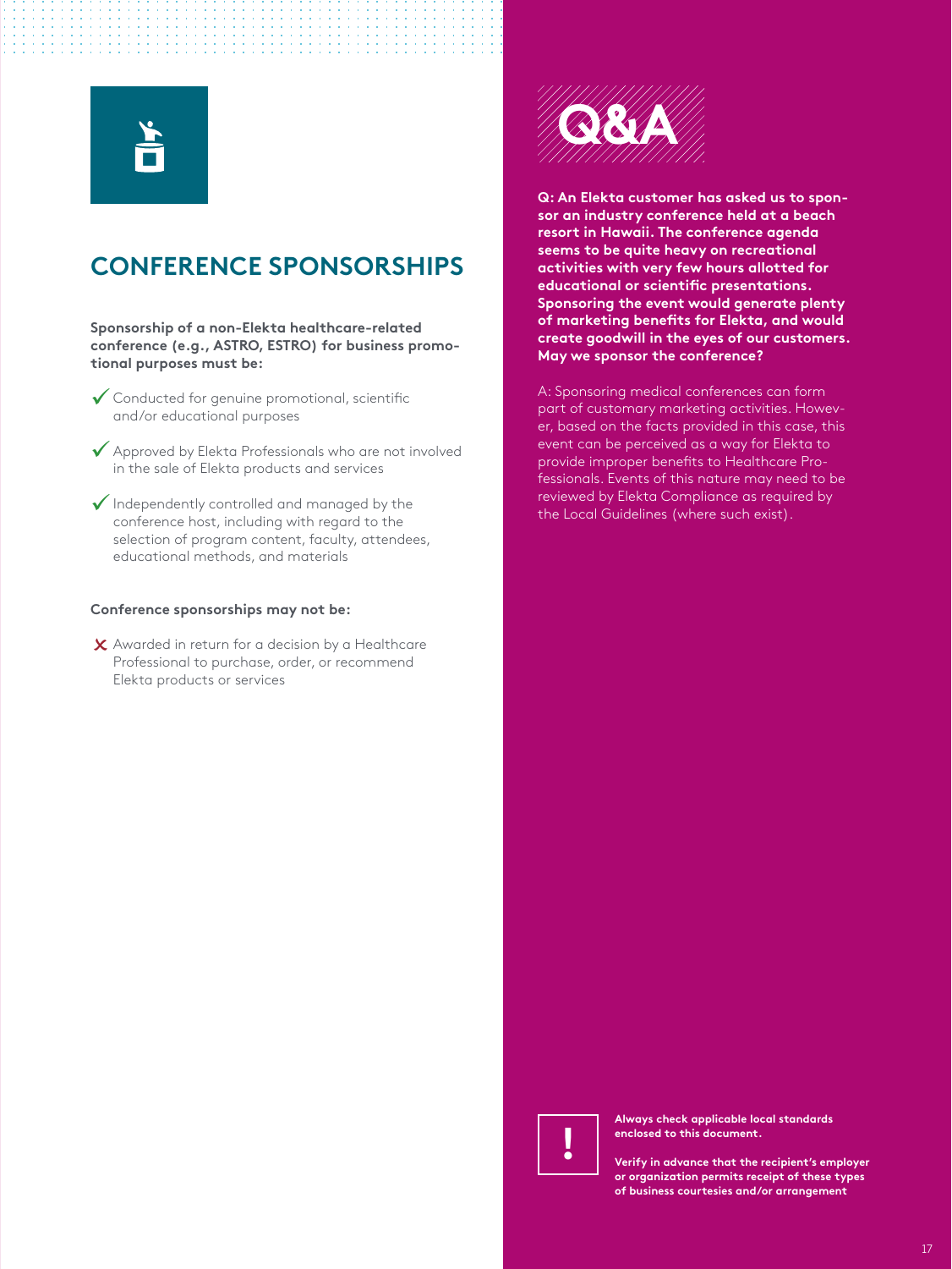## CONFERENCE SPONSORSHIPS

**Sponsorship of a non-Elekta healthcare-related conference (e.g., ASTRO, ESTRO) for business promotional purposes must be:**

- ✓ Conducted for genuine promotional, scientific and/or educational purposes
- ✓ Approved by Elekta Professionals who are not involved in the sale of Elekta products and services
- ✓ Independently controlled and managed by the conference host, including with regard to the selection of program content, faculty, attendees, educational methods, and materials

**Conference sponsorships may not be:**

- ✗ Awarded in return for a decision by a Healthcare Professional to purchase, order, or recommend Elekta products or services

## Q&A

**Q: An Elekta customer has asked us to sponsor an industry conference held at a beach resort in Hawaii. The conference agenda seems to be quite heavy on recreational activities with very few hours allotted for educational or scientific presentations. Sponsoring the event would generate plenty of marketing benefits for Elekta, and would create goodwill in the eyes of our customers. May we sponsor the conference?**

A: Sponsoring medical conferences can form part of customary marketing activities. However, based on the facts provided in this case, this event can be perceived as a way for Elekta to provide improper benefits to Healthcare Professionals. Events of this nature may need to be reviewed by Elekta Compliance as required by the Local Guidelines (where such exist).

**!**

**Always check applicable local standards enclosed to this document.**

**Verify in advance that the recipient's employer or organization permits receipt of these types of business courtesies and/or arrangement**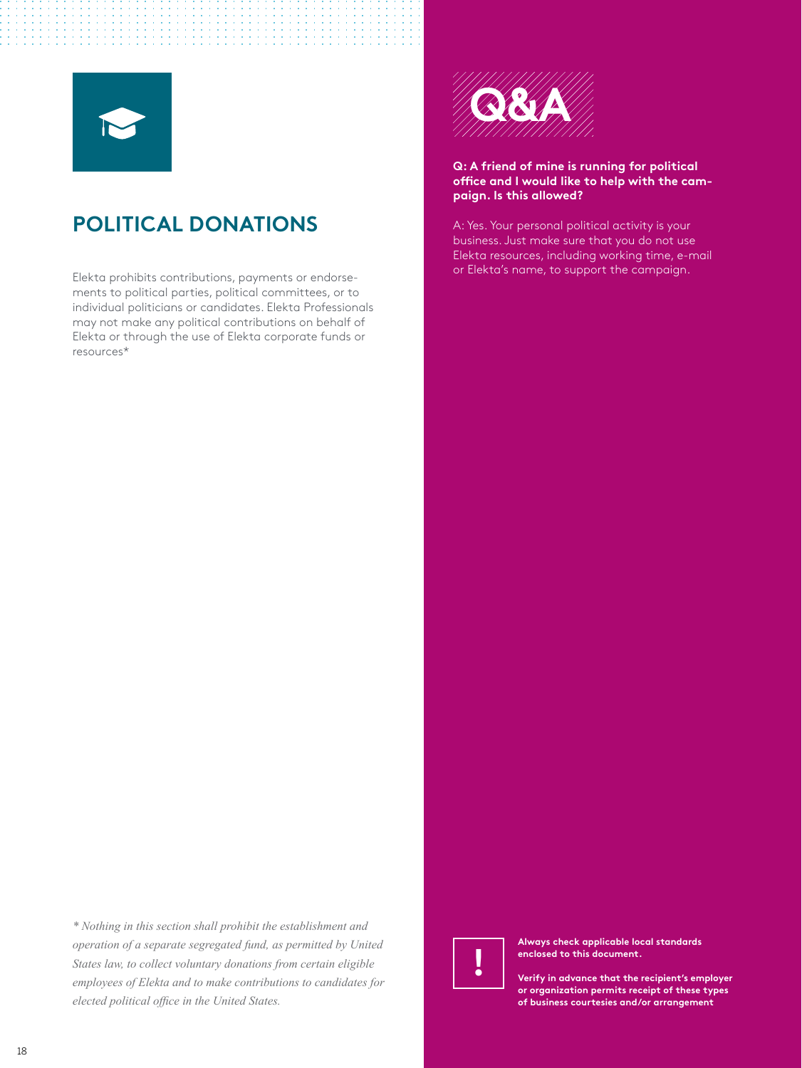## POLITICAL DONATIONS

Elekta prohibits contributions, payments or endorsements to political parties, political committees, or to individual politicians or candidates. Elekta Professionals may not make any political contributions on behalf of Elekta or through the use of Elekta corporate funds or resources*

*\* Nothing in this section shall prohibit the establishment and operation of a separate segregated fund, as permitted by United States law, to collect voluntary donations from certain eligible employees of Elekta and to make contributions to candidates for elected political office in the United States.*

### Q&A

**Q: A friend of mine is running for political office and I would like to help with the campaign. Is this allowed?**

A: Yes. Your personal political activity is your business. Just make sure that you do not use Elekta resources, including working time, e-mail or Elekta's name, to support the campaign.

**Always check applicable local standards enclosed to this document.**

**Verify in advance that the recipient's employer or organization permits receipt of these types of business courtesies and/or arrangement**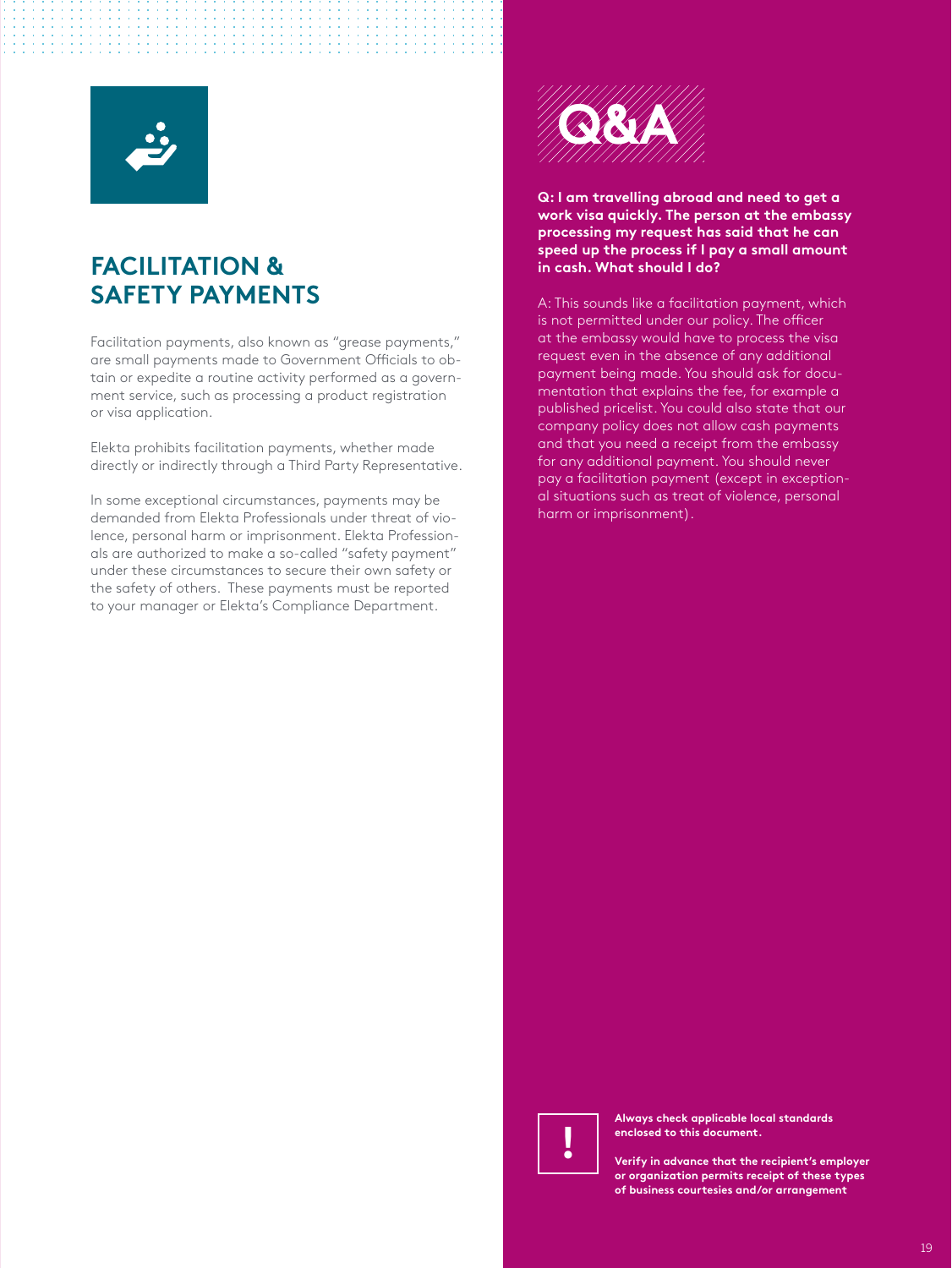## FACILITATION & SAFETY PAYMENTS

Facilitation payments, also known as "grease payments," are small payments made to Government Officials to obtain or expedite a routine activity performed as a government service, such as processing a product registration or visa application.

Elekta prohibits facilitation payments, whether made directly or indirectly through a Third Party Representative.

In some exceptional circumstances, payments may be demanded from Elekta Professionals under threat of violence, personal harm or imprisonment. Elekta Professionals are authorized to make a so-called "safety payment" under these circumstances to secure their own safety or the safety of others. These payments must be reported to your manager or Elekta's Compliance Department.

## Q&A

**Q: I am travelling abroad and need to get a work visa quickly. The person at the embassy processing my request has said that he can speed up the process if I pay a small amount in cash. What should I do?**

A: This sounds like a facilitation payment, which is not permitted under our policy. The officer at the embassy would have to process the visa request even in the absence of any additional payment being made. You should ask for documentation that explains the fee, for example a published pricelist. You could also state that our company policy does not allow cash payments and that you need a receipt from the embassy for any additional payment. You should never pay a facilitation payment (except in exceptional situations such as treat of violence, personal harm or imprisonment).

**!**

**Always check applicable local standards enclosed to this document.**

**Verify in advance that the recipient's employer or organization permits receipt of these types of business courtesies and/or arrangement**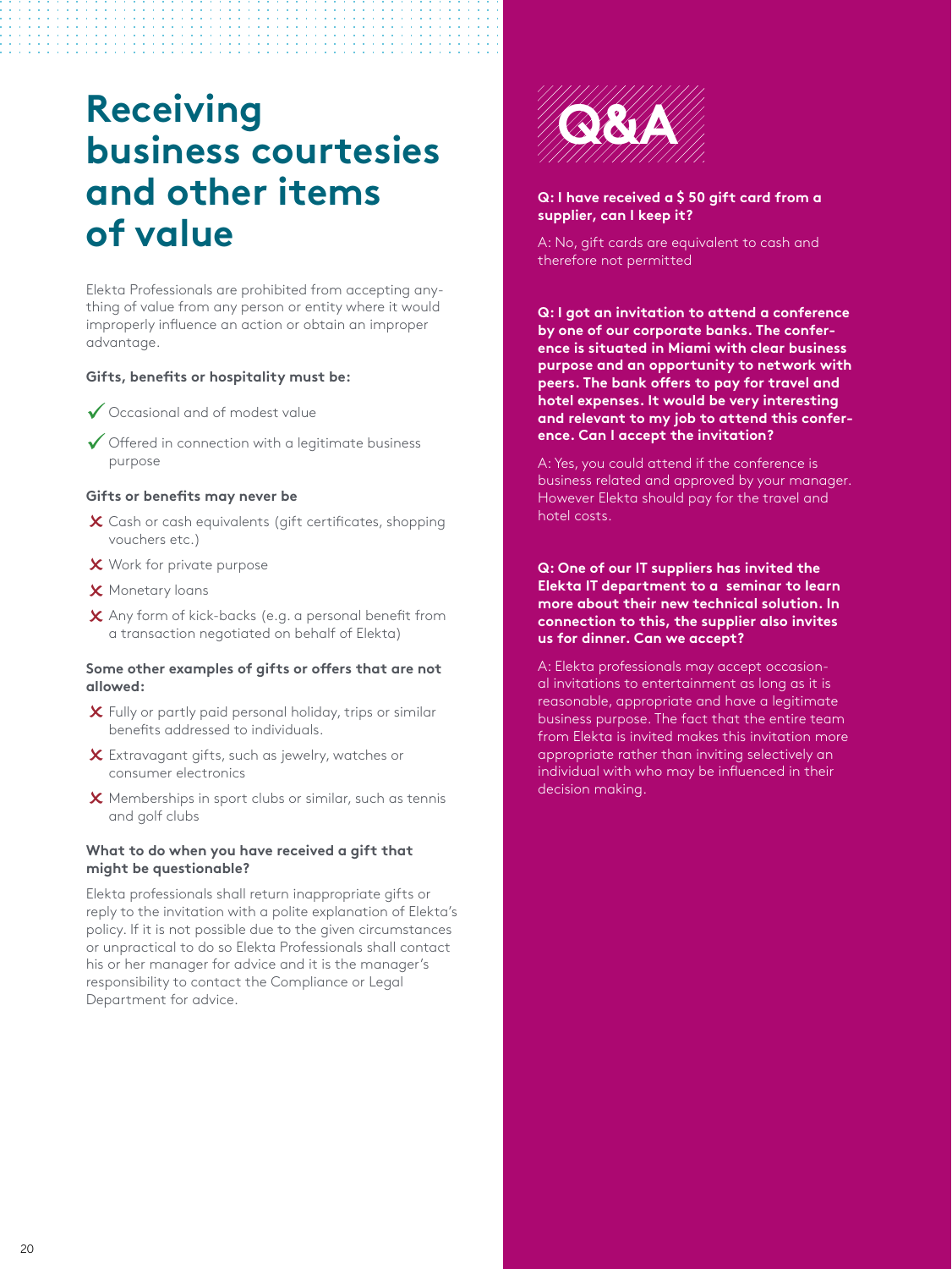# Receiving business courtesies and other items of value

Elekta Professionals are prohibited from accepting anything of value from any person or entity where it would improperly influence an action or obtain an improper advantage.

**Gifts, benefits or hospitality must be:**

- ✓ Occasional and of modest value
- ✓ Offered in connection with a legitimate business purpose

**Gifts or benefits may never be**

- ✗ Cash or cash equivalents (gift certificates, shopping vouchers etc.)
- ✗ Work for private purpose
- ✗ Monetary loans
- ✗ Any form of kick-backs (e.g. a personal benefit from a transaction negotiated on behalf of Elekta)

**Some other examples of gifts or offers that are not allowed:**

- ✗ Fully or partly paid personal holiday, trips or similar benefits addressed to individuals.
- ✗ Extravagant gifts, such as jewelry, watches or consumer electronics
- ✗ Memberships in sport clubs or similar, such as tennis and golf clubs

**What to do when you have received a gift that might be questionable?**

Elekta professionals shall return inappropriate gifts or reply to the invitation with a polite explanation of Elekta's policy. If it is not possible due to the given circumstances or unpractical to do so Elekta Professionals shall contact his or her manager for advice and it is the manager's responsibility to contact the Compliance or Legal Department for advice.

## Q&A

**Q: I have received a $ 50 gift card from a supplier, can I keep it?**

A: No, gift cards are equivalent to cash and therefore not permitted

**Q: I got an invitation to attend a conference by one of our corporate banks. The conference is situated in Miami with clear business purpose and an opportunity to network with peers. The bank offers to pay for travel and hotel expenses. It would be very interesting and relevant to my job to attend this conference. Can I accept the invitation?**

A: Yes, you could attend if the conference is business related and approved by your manager. However Elekta should pay for the travel and hotel costs.

**Q: One of our IT suppliers has invited the Elekta IT department to a seminar to learn more about their new technical solution. In connection to this, the supplier also invites us for dinner. Can we accept?**

A: Elekta professionals may accept occasional invitations to entertainment as long as it is reasonable, appropriate and have a legitimate business purpose. The fact that the entire team from Elekta is invited makes this invitation more appropriate rather than inviting selectively an individual with who may be influenced in their decision making.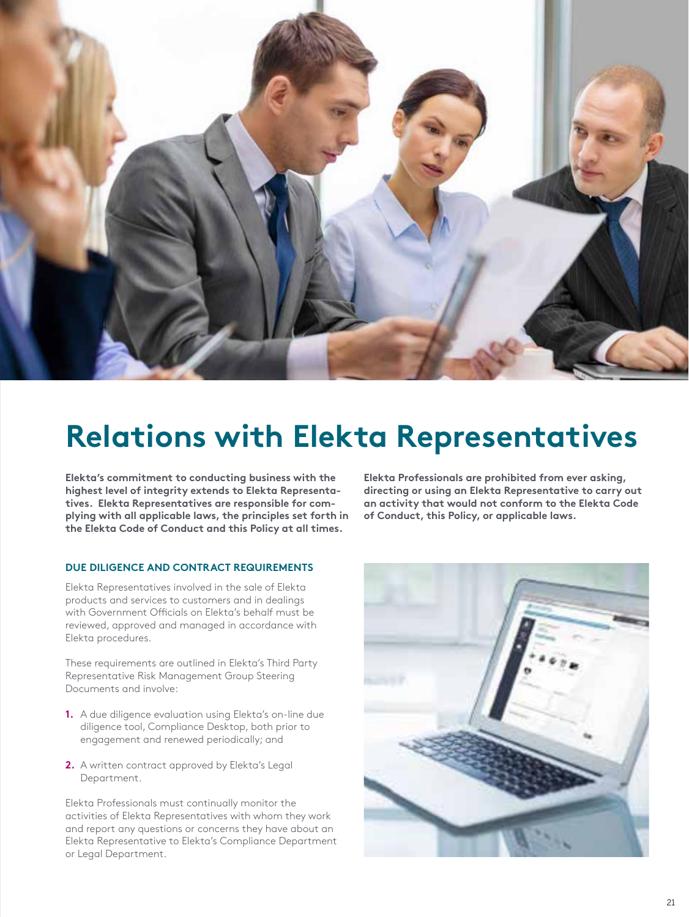# Relations with Elekta Representatives

**Elekta's commitment to conducting business with the highest level of integrity extends to Elekta Representatives. Elekta Representatives are responsible for complying with all applicable laws, the principles set forth in the Elekta Code of Conduct and this Policy at all times.**

**Elekta Professionals are prohibited from ever asking, directing or using an Elekta Representative to carry out an activity that would not conform to the Elekta Code of Conduct, this Policy, or applicable laws.**

### DUE DILIGENCE AND CONTRACT REQUIREMENTS

Elekta Representatives involved in the sale of Elekta products and services to customers and in dealings with Government Officials on Elekta's behalf must be reviewed, approved and managed in accordance with Elekta procedures.

These requirements are outlined in Elekta's Third Party Representative Risk Management Group Steering Documents and involve:

1. A due diligence evaluation using Elekta's on-line due diligence tool, Compliance Desktop, both prior to engagement and renewed periodically; and
2. A written contract approved by Elekta's Legal Department.

Elekta Professionals must continually monitor the activities of Elekta Representatives with whom they work and report any questions or concerns they have about an Elekta Representative to Elekta's Compliance Department or Legal Department.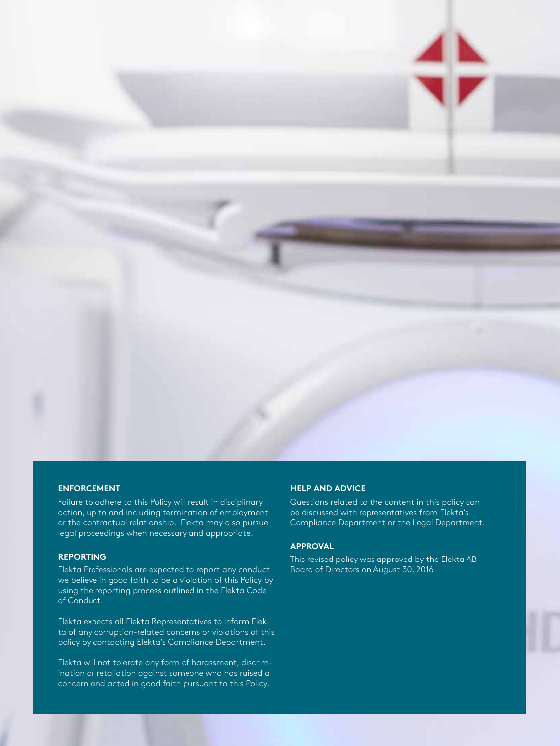## ENFORCEMENT

Failure to adhere to this Policy will result in disciplinary action, up to and including termination of employment or the contractual relationship. Elekta may also pursue legal proceedings when necessary and appropriate.

## REPORTING

Elekta Professionals are expected to report any conduct we believe in good faith to be a violation of this Policy by using the reporting process outlined in the Elekta Code of Conduct.

Elekta expects all Elekta Representatives to inform Elekta of any corruption-related concerns or violations of this policy by contacting Elekta's Compliance Department.

Elekta will not tolerate any form of harassment, discrimination or retaliation against someone who has raised a concern and acted in good faith pursuant to this Policy.

## HELP AND ADVICE

Questions related to the content in this policy can be discussed with representatives from Elekta's Compliance Department or the Legal Department.

## APPROVAL

This revised policy was approved by the Elekta AB Board of Directors on August 30, 2016.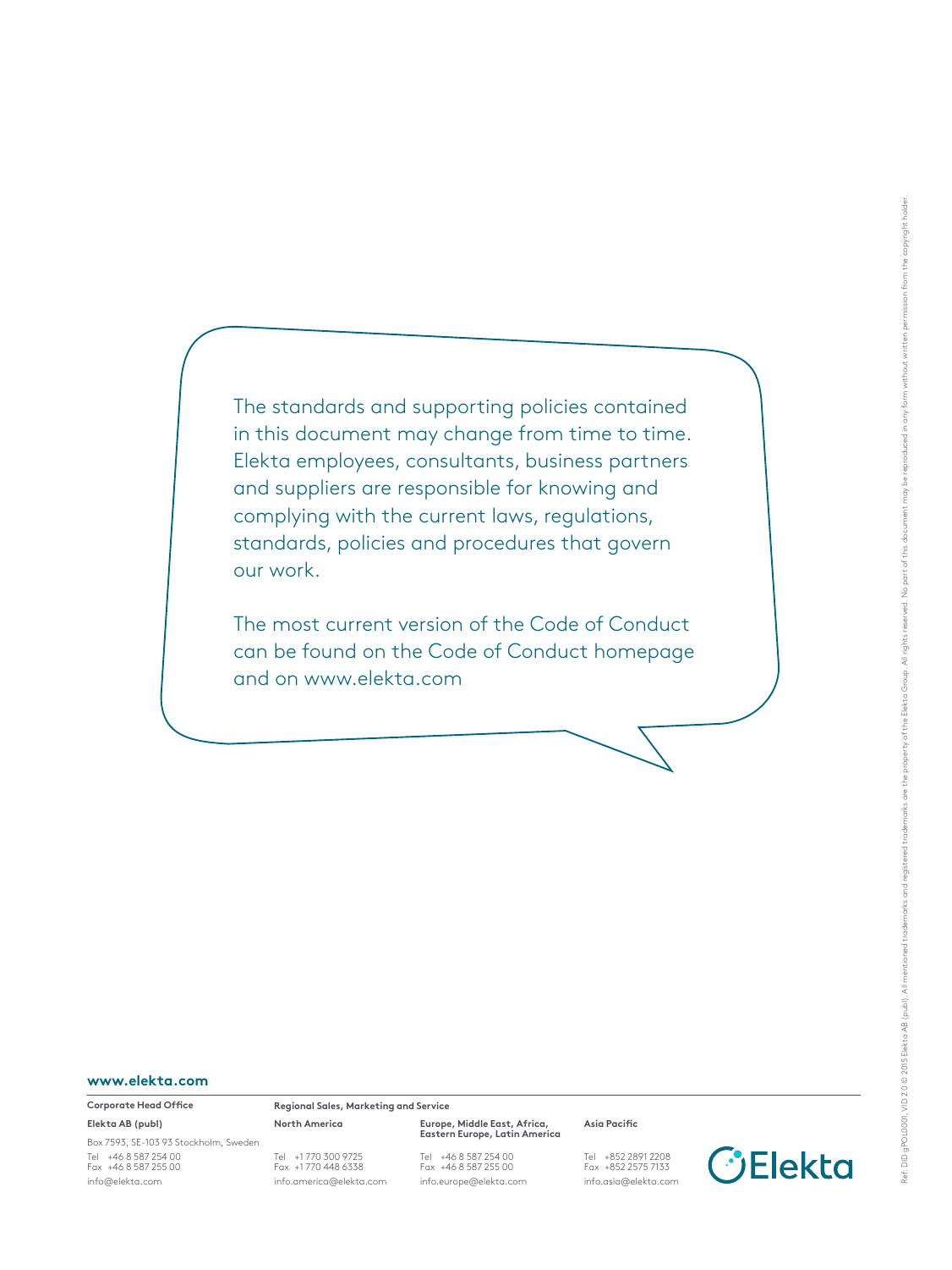The standards and supporting policies contained in this document may change from time to time. Elekta employees, consultants, business partners and suppliers are responsible for knowing and complying with the current laws, regulations, standards, policies and procedures that govern our work.

The most current version of the Code of Conduct can be found on the Code of Conduct homepage and on www.elekta.com

**www.elekta.com**

**Corporate Head Office**

**Elekta AB (publ)**

Box 7593, SE-103 93 Stockholm, Sweden

Tel +46 8 587 254 00
Fax +46 8 587 255 00

info@elekta.com

**Regional Sales, Marketing and Service**

**North America**

Tel +1 770 300 9725
Fax +1 770 448 6338

info.america@elekta.com

**Europe, Middle East, Africa, Eastern Europe, Latin America**

Tel +46 8 587 254 00
Fax +46 8 587 255 00

info.europe@elekta.com

**Asia Pacific**

Tel +852 2891 2208
Fax +852 2575 7133

info.asia@elekta.com

Elekta

Ref: DID gPOL0001, VID 2.0 © 2015 Elekta AB (publ). All mentioned trademarks and registered trademarks are the property of the Elekta Group. All rights reserved. No part of this document may be reproduced in any form without written permission from the copyright holder.